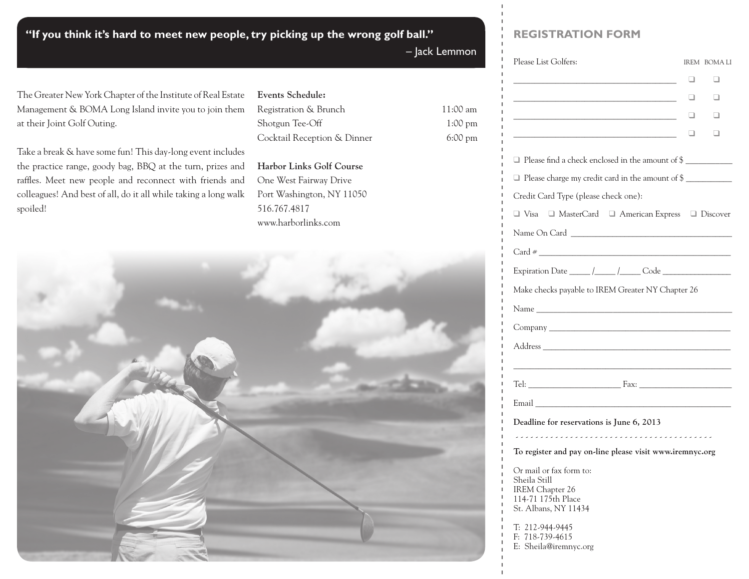**"If you think it's hard to meet new people, try picking up the wrong golf ball."**

– Jack Lemmon

The Greater New York Chapter of the Institute of Real Estate Management & BOMA Long Island invite you to join them at their Joint Golf Outing.

Take a break & have some fun! This day-long event includes the practice range, goody bag, BBQ at the turn, prizes and raffles. Meet new people and reconnect with friends and colleagues! And best of all, do it all while taking a long walk spoiled!

**Events Schedule:**

| Event | Time |
|---|---|
| Registration & Brunch | 11:00 am |
| Shotgun Tee-Off | 1:00 pm |
| Cocktail Reception & Dinner | 6:00 pm |

**Harbor Links Golf Course**
One West Fairway Drive
Port Washington, NY 11050
516.767.4817
www.harborlinks.com

## REGISTRATION FORM

| Please List Golfers: | IREM | BOMA LI |
|---|---|---|
| ______________________________ | ❑ | ❑ |
| ______________________________ | ❑ | ❑ |
| ______________________________ | ❑ | ❑ |
| ______________________________ | ❑ | ❑ |

❑ Please find a check enclosed in the amount of $ __________

❑ Please charge my credit card in the amount of $ __________

Credit Card Type (please check one):

❑ Visa ❑ MasterCard ❑ American Express ❑ Discover

Name On Card ______________________________

Card # ______________________________

Expiration Date _____ /_____ /_____ Code _______________

Make checks payable to IREM Greater NY Chapter 26

Name ______________________________

Company ______________________________

Address ______________________________

______________________________

Tel: ____________________ Fax: ____________________

Email ______________________________

**Deadline for reservations is June 6, 2013**

**To register and pay on-line please visit www.iremnyc.org**

Or mail or fax form to:
Sheila Still
IREM Chapter 26
114-71 175th Place
St. Albans, NY 11434

T: 212-944-9445
F: 718-739-4615
E: Sheila@iremnyc.org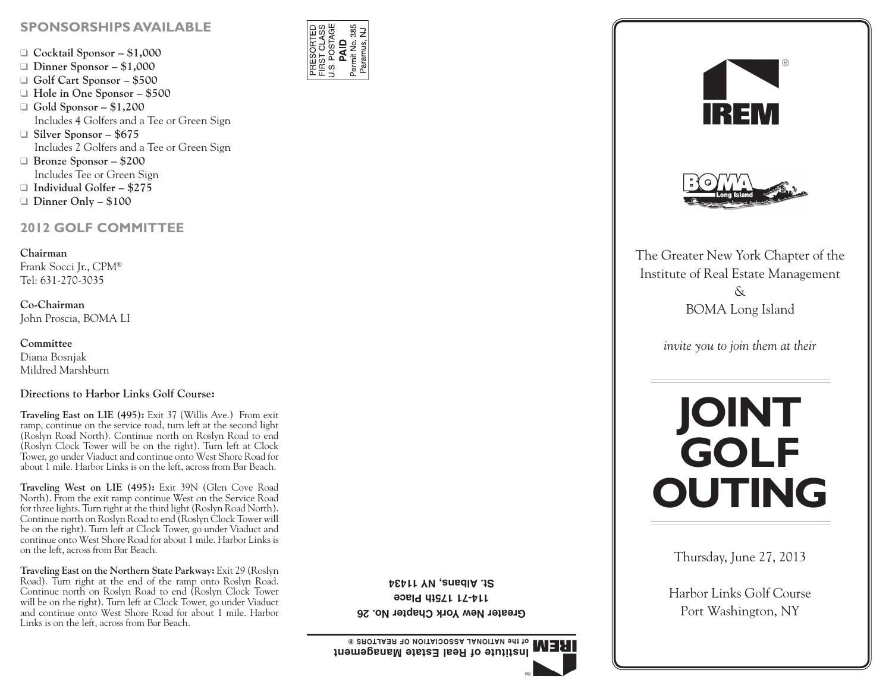## SPONSORSHIPS AVAILABLE

- ❑ **Cocktail Sponsor – $1,000**
- ❑ **Dinner Sponsor – $1,000**
- ❑ **Golf Cart Sponsor – $500**
- ❑ **Hole in One Sponsor – $500**
- ❑ **Gold Sponsor – $1,200**
  Includes 4 Golfers and a Tee or Green Sign
- ❑ **Silver Sponsor – $675**
  Includes 2 Golfers and a Tee or Green Sign
- ❑ **Bronze Sponsor – $200**
  Includes Tee or Green Sign
- ❑ **Individual Golfer – $275**
- ❑ **Dinner Only – $100**

## 2012 GOLF COMMITTEE

**Chairman**
Frank Socci Jr., CPM®
Tel: 631-270-3035

**Co-Chairman**
John Proscia, BOMA LI

**Committee**
Diana Bosnjak
Mildred Marshburn

**Directions to Harbor Links Golf Course:**

**Traveling East on LIE (495):** Exit 37 (Willis Ave.) From exit ramp, continue on the service road, turn left at the second light (Roslyn Road North). Continue north on Roslyn Road to end (Roslyn Clock Tower will be on the right). Turn left at Clock Tower, go under Viaduct and continue onto West Shore Road for about 1 mile. Harbor Links is on the left, across from Bar Beach.

**Traveling West on LIE (495):** Exit 39N (Glen Cove Road North). From the exit ramp continue West on the Service Road for three lights. Turn right at the third light (Roslyn Road North). Continue north on Roslyn Road to end (Roslyn Clock Tower will be on the right). Turn left at Clock Tower, go under Viaduct and continue onto West Shore Road for about 1 mile. Harbor Links is on the left, across from Bar Beach.

**Traveling East on the Northern State Parkway:** Exit 29 (Roslyn Road). Turn right at the end of the ramp onto Roslyn Road. Continue north on Roslyn Road to end (Roslyn Clock Tower will be on the right). Turn left at Clock Tower, go under Viaduct and continue onto West Shore Road for about 1 mile. Harbor Links is on the left, across from Bar Beach.

PRESORTED
FIRST CLASS
U.S. POSTAGE
**PAID**
Permit No. 385
Paramus, NJ

IREM™ **Institute of Real Estate Management**
of the NATIONAL ASSOCIATION OF REALTORS®

**Greater New York Chapter No. 26**
**114-71 175th Place**
**St. Albans, NY 11434**

IREM®

BOMA Long Island

The Greater New York Chapter of the Institute of Real Estate Management
&
BOMA Long Island

*invite you to join them at their*

# JOINT GOLF OUTING

Thursday, June 27, 2013

Harbor Links Golf Course
Port Washington, NY